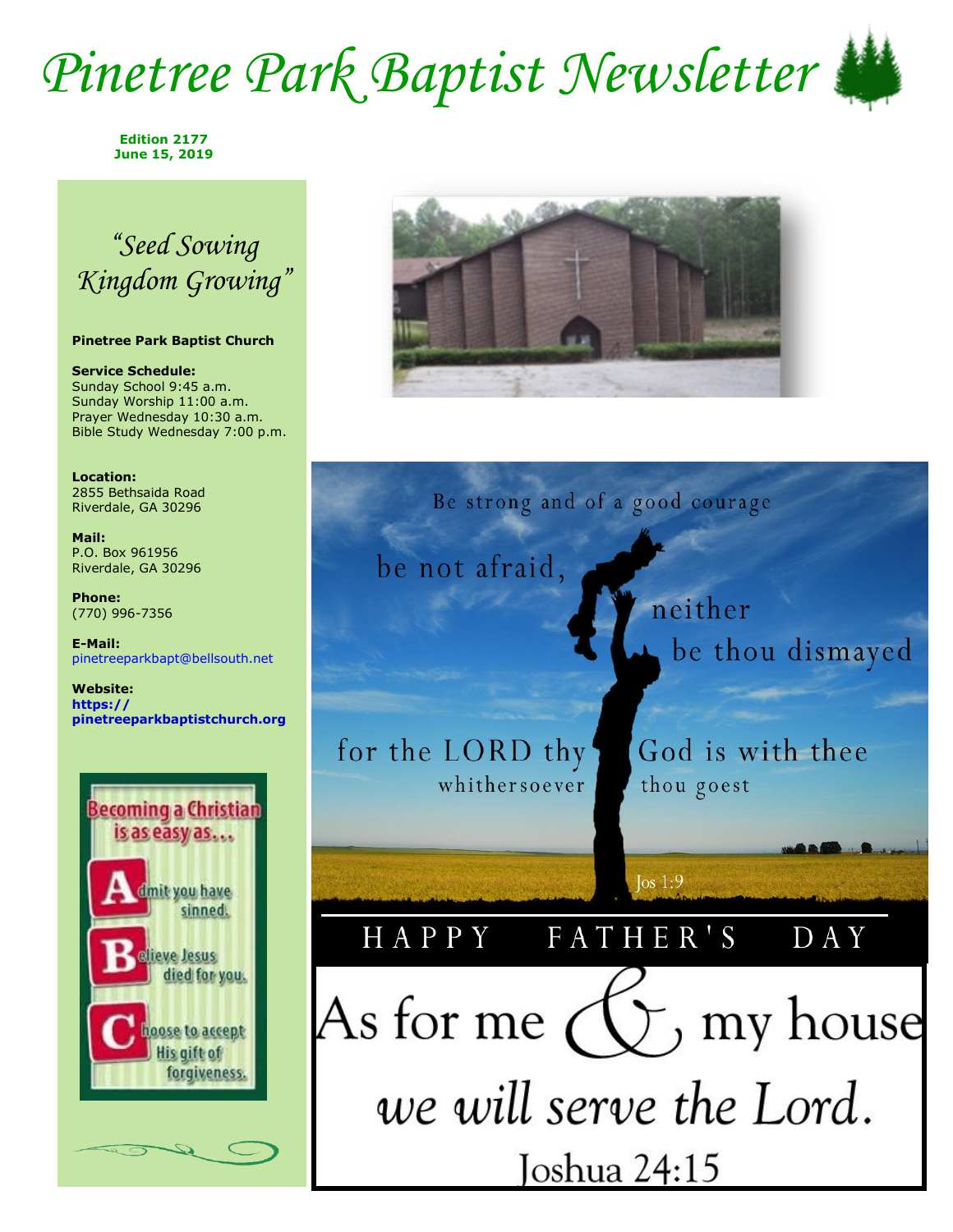# Pinetree Park Baptist Newsletter

**Edition 2177**
**June 15, 2019**

*"Seed Sowing Kingdom Growing"*

**Pinetree Park Baptist Church**

**Service Schedule:**
Sunday School 9:45 a.m.
Sunday Worship 11:00 a.m.
Prayer Wednesday 10:30 a.m.
Bible Study Wednesday 7:00 p.m.

**Location:**
2855 Bethsaida Road
Riverdale, GA 30296

**Mail:**
P.O. Box 961956
Riverdale, GA 30296

**Phone:**
(770) 996-7356

**E-Mail:**
pinetreeparkbapt@bellsouth.net

**Website:**
**https://pinetreeparkbaptistchurch.org**

**Becoming a Christian is as easy as…**

- **A**dmit you have sinned.
- **B**elieve Jesus died for you.
- **C**hoose to accept His gift of forgiveness.

Be strong and of a good courage be not afraid, neither be thou dismayed for the LORD thy God is with thee whithersoever thou goest

Jos 1:9

HAPPY FATHER'S DAY

As for me & my house we will serve the Lord.

Joshua 24:15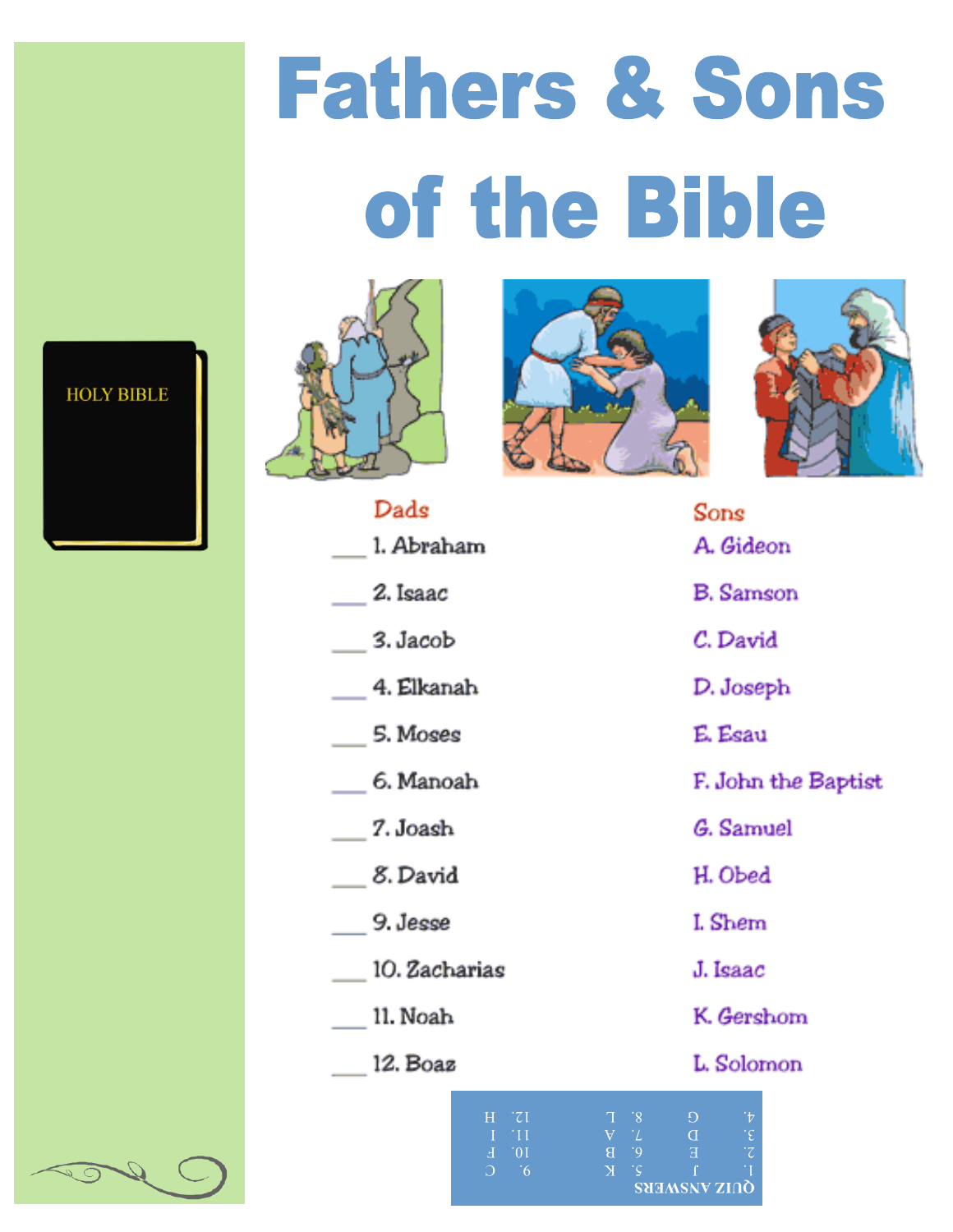# Fathers & Sons of the Bible

| Dads | Sons |
|---|---|
| ___ 1. Abraham | A. Gideon |
| ___ 2. Isaac | B. Samson |
| ___ 3. Jacob | C. David |
| ___ 4. Elkanah | D. Joseph |
| ___ 5. Moses | E. Esau |
| ___ 6. Manoah | F. John the Baptist |
| ___ 7. Joash | G. Samuel |
| ___ 8. David | H. Obed |
| ___ 9. Jesse | I. Shem |
| ___ 10. Zacharias | J. Isaac |
| ___ 11. Noah | K. Gershom |
| ___ 12. Boaz | L. Solomon |

**QUIZ ANSWERS**

| | | |
|---|---|---|
| 1. J | 5. K | 9. C |
| 2. E | 6. B | 10. F |
| 3. D | 7. A | 11. I |
| 4. G | 8. L | 12. H |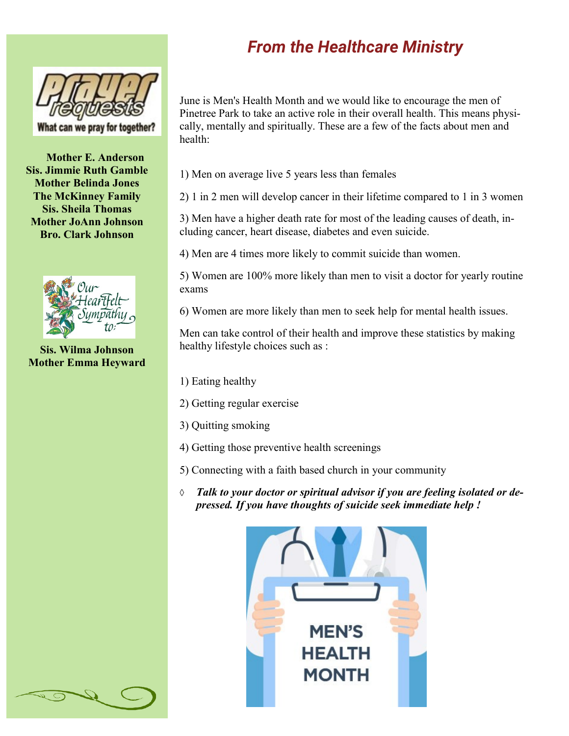**Prayer Requests — What can we pray for together?**

**Mother E. Anderson**
**Sis. Jimmie Ruth Gamble**
**Mother Belinda Jones**
**The McKinney Family**
**Sis. Sheila Thomas**
**Mother JoAnn Johnson**
**Bro. Clark Johnson**

**Our Heartfelt Sympathy to:**

**Sis. Wilma Johnson**
**Mother Emma Heyward**

## *From the Healthcare Ministry*

June is Men's Health Month and we would like to encourage the men of Pinetree Park to take an active role in their overall health. This means physically, mentally and spiritually. These are a few of the facts about men and health:

1) Men on average live 5 years less than females

2) 1 in 2 men will develop cancer in their lifetime compared to 1 in 3 women

3) Men have a higher death rate for most of the leading causes of death, including cancer, heart disease, diabetes and even suicide.

4) Men are 4 times more likely to commit suicide than women.

5) Women are 100% more likely than men to visit a doctor for yearly routine exams

6) Women are more likely than men to seek help for mental health issues.

Men can take control of their health and improve these statistics by making healthy lifestyle choices such as :

1) Eating healthy

2) Getting regular exercise

3) Quitting smoking

4) Getting those preventive health screenings

5) Connecting with a faith based church in your community

◊ ***Talk to your doctor or spiritual advisor if you are feeling isolated or depressed. If you have thoughts of suicide seek immediate help !***

MEN'S HEALTH MONTH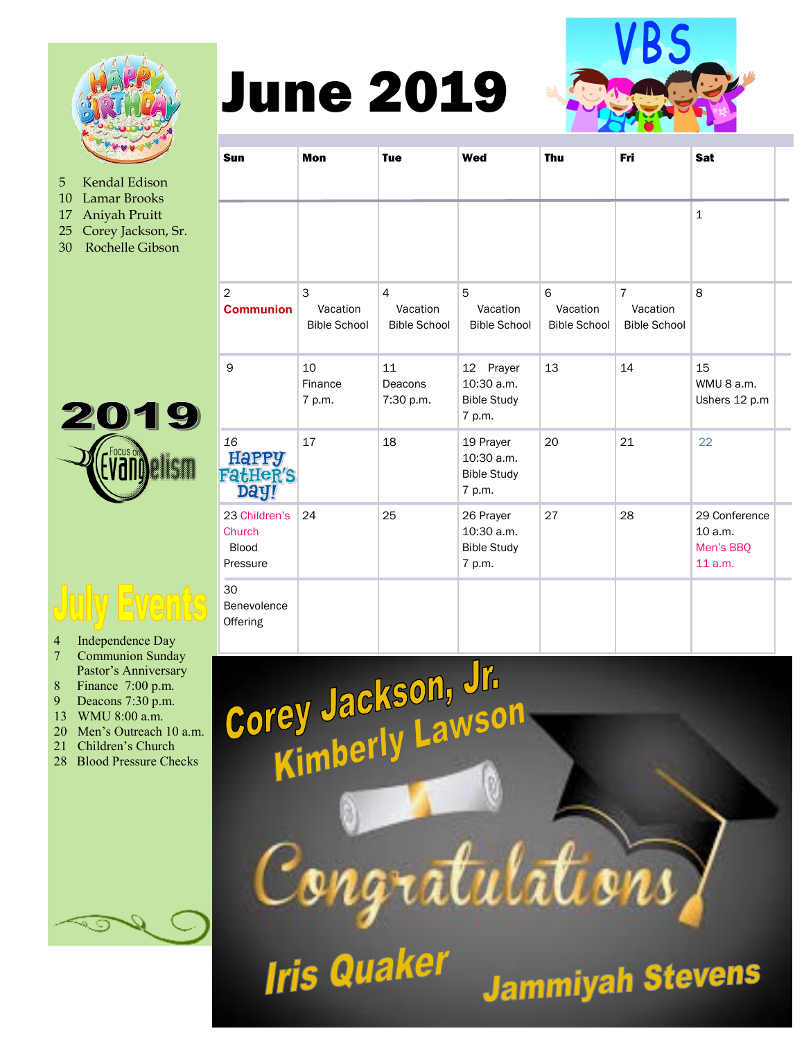# June 2019

VBS

HAPPY BIRTHDAY

5 Kendal Edison
10 Lamar Brooks
17 Aniyah Pruitt
25 Corey Jackson, Sr.
30 Rochelle Gibson

| Sun | Mon | Tue | Wed | Thu | Fri | Sat |
|---|---|---|---|---|---|---|
| | | | | | | 1 |
| 2 **Communion** | 3 Vacation Bible School | 4 Vacation Bible School | 5 Vacation Bible School | 6 Vacation Bible School | 7 Vacation Bible School | 8 |
| 9 | 10 Finance 7 p.m. | 11 Deacons 7:30 p.m. | 12 Prayer 10:30 a.m. Bible Study 7 p.m. | 13 | 14 | 15 WMU 8 a.m. Ushers 12 p.m |
| 16 Happy Father's Day! | 17 | 18 | 19 Prayer 10:30 a.m. Bible Study 7 p.m. | 20 | 21 | 22 |
| 23 Children's Church Blood Pressure | 24 | 25 | 26 Prayer 10:30 a.m. Bible Study 7 p.m. | 27 | 28 | 29 Conference 10 a.m. Men's BBQ 11 a.m. |
| 30 Benevolence Offering | | | | | | |

2019 Focus on Evangelism

## July Events

4 Independence Day
7 Communion Sunday
Pastor's Anniversary
8 Finance 7:00 p.m.
9 Deacons 7:30 p.m.
13 WMU 8:00 a.m.
20 Men's Outreach 10 a.m.
21 Children's Church
28 Blood Pressure Checks

Corey Jackson, Jr.
Kimberly Lawson

Congratulations

Iris Quaker
Jammiyah Stevens